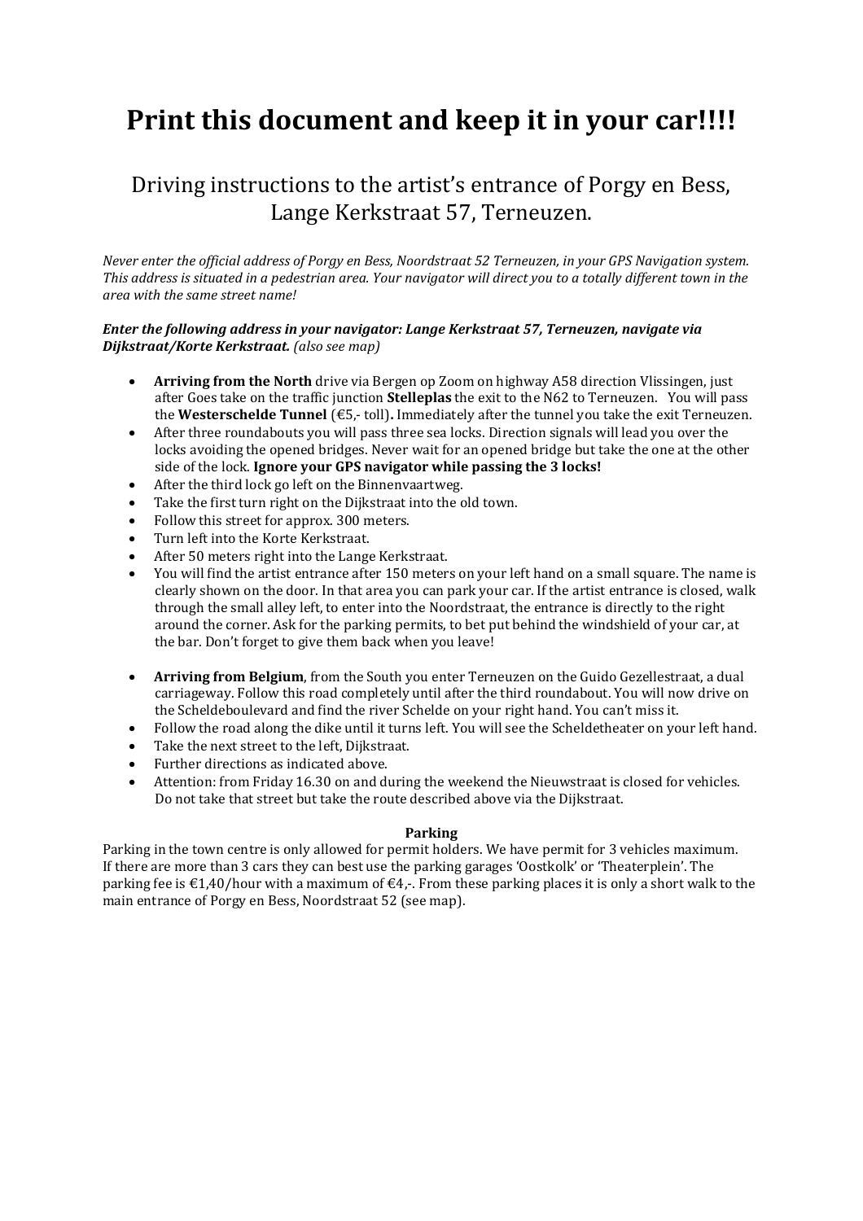# Print this document and keep it in your car!!!!

## Driving instructions to the artist's entrance of Porgy en Bess, Lange Kerkstraat 57, Terneuzen.

*Never enter the official address of Porgy en Bess, Noordstraat 52 Terneuzen, in your GPS Navigation system. This address is situated in a pedestrian area. Your navigator will direct you to a totally different town in the area with the same street name!*

***Enter the following address in your navigator: Lange Kerkstraat 57, Terneuzen, navigate via Dijkstraat/Korte Kerkstraat.*** *(also see map)*

- **Arriving from the North** drive via Bergen op Zoom on highway A58 direction Vlissingen, just after Goes take on the traffic junction **Stelleplas** the exit to the N62 to Terneuzen. You will pass the **Westerschelde Tunnel** (€5,- toll)**.** Immediately after the tunnel you take the exit Terneuzen.
- After three roundabouts you will pass three sea locks. Direction signals will lead you over the locks avoiding the opened bridges. Never wait for an opened bridge but take the one at the other side of the lock. **Ignore your GPS navigator while passing the 3 locks!**
- After the third lock go left on the Binnenvaartweg.
- Take the first turn right on the Dijkstraat into the old town.
- Follow this street for approx. 300 meters.
- Turn left into the Korte Kerkstraat.
- After 50 meters right into the Lange Kerkstraat.
- You will find the artist entrance after 150 meters on your left hand on a small square. The name is clearly shown on the door. In that area you can park your car. If the artist entrance is closed, walk through the small alley left, to enter into the Noordstraat, the entrance is directly to the right around the corner. Ask for the parking permits, to bet put behind the windshield of your car, at the bar. Don't forget to give them back when you leave!

- **Arriving from Belgium**, from the South you enter Terneuzen on the Guido Gezellestraat, a dual carriageway. Follow this road completely until after the third roundabout. You will now drive on the Scheldeboulevard and find the river Schelde on your right hand. You can't miss it.
- Follow the road along the dike until it turns left. You will see the Scheldetheater on your left hand.
- Take the next street to the left, Dijkstraat.
- Further directions as indicated above.
- Attention: from Friday 16.30 on and during the weekend the Nieuwstraat is closed for vehicles. Do not take that street but take the route described above via the Dijkstraat.

**Parking**

Parking in the town centre is only allowed for permit holders. We have permit for 3 vehicles maximum. If there are more than 3 cars they can best use the parking garages 'Oostkolk' or 'Theaterplein'. The parking fee is €1,40/hour with a maximum of €4,-. From these parking places it is only a short walk to the main entrance of Porgy en Bess, Noordstraat 52 (see map).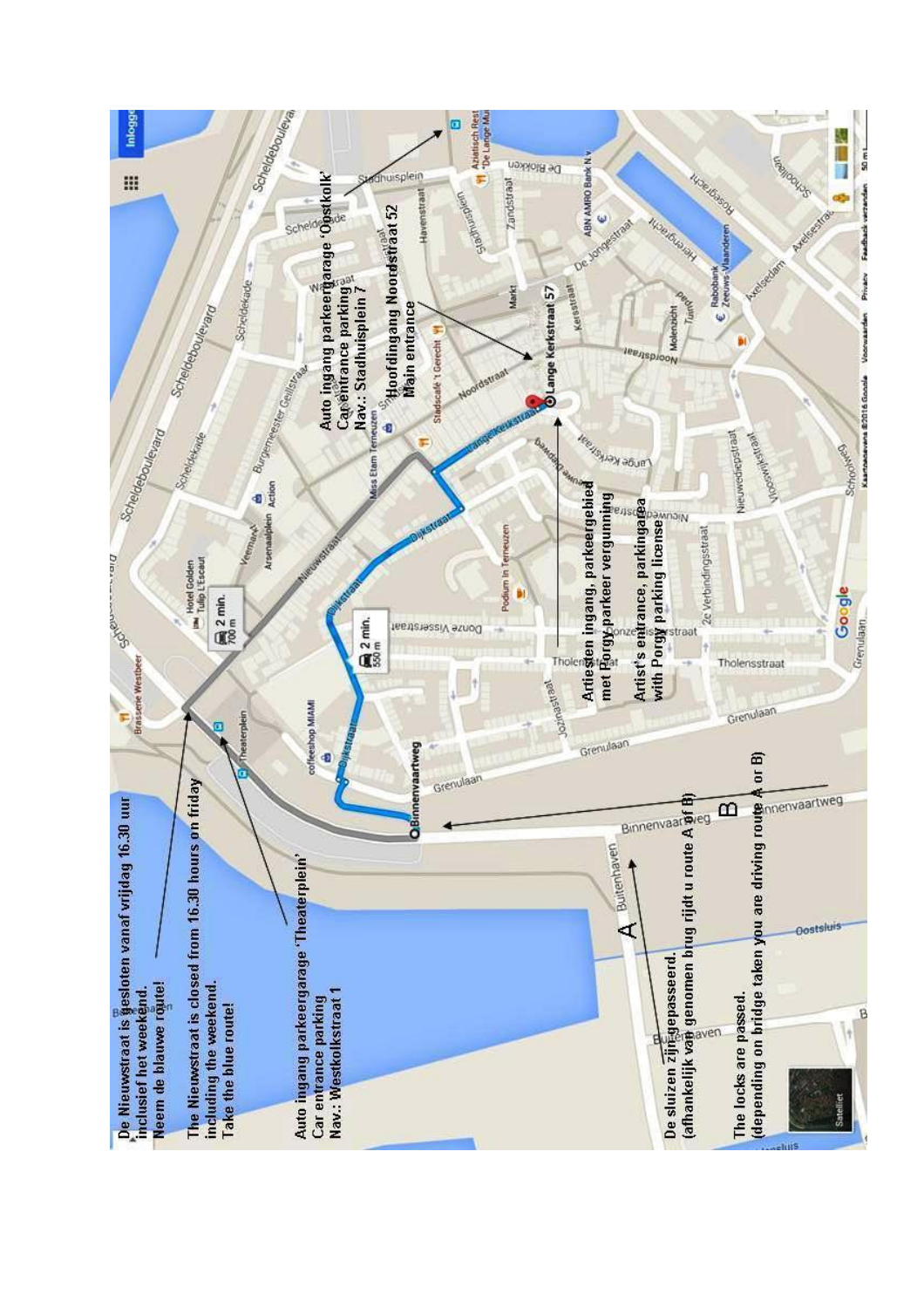De Nieuwstraat is gesloten vanaf vrijdag 16.30 uur inclusief het weekend.
Neem de blauwe route!

The Nieuwstraat is closed from 16.30 hours on friday including the weekend.
Take the blue route!

Auto ingang parkeergarage 'Theaterplein'
Car entrance parking
Nav.: Westkolkstraat 1

Auto ingang parkeergarage 'Oostkolk'
Car entrance parking
Nav.: Stadhuisplein 7

Hoofdingang Noordstraat 52
Main entrance

Artiesten ingang, parkeergebied met Porgy parkeer vergunning

Artist's entrance, parkingarea with Porgy parking license

De sluizen zijn gepasseerd.
(afhankelijk van genomen brug rijdt u route A of B)

The locks are passed.
(depending on bridge taken you are driving route A or B)

A

B

2 min.
700 m

2 min.
550 m

Lange Kerkstraat 57

Binnenvaartweg